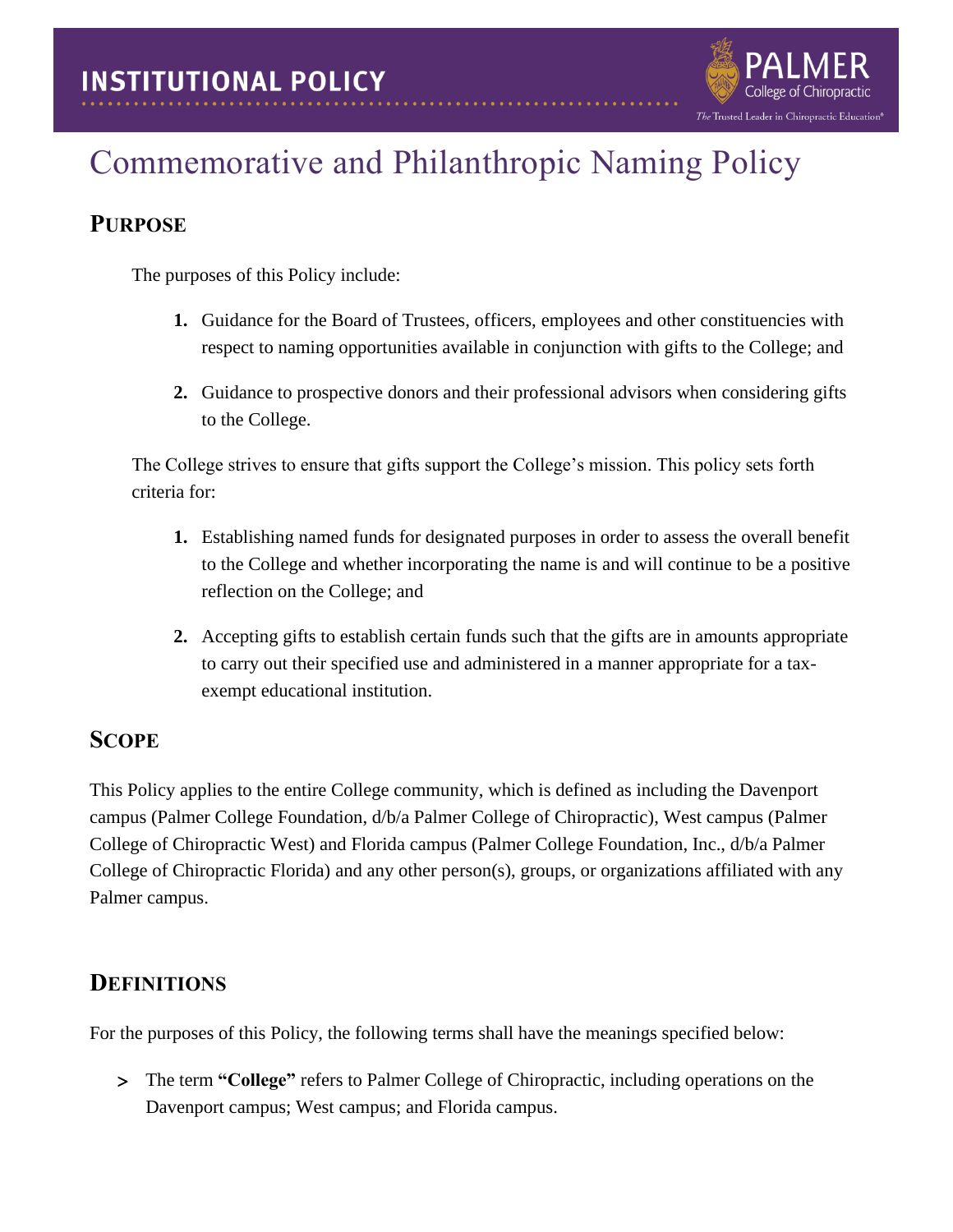# Commemorative and Philanthropic Naming Policy

## Purpose

The purposes of this Policy include:

1. Guidance for the Board of Trustees, officers, employees and other constituencies with respect to naming opportunities available in conjunction with gifts to the College; and
2. Guidance to prospective donors and their professional advisors when considering gifts to the College.

The College strives to ensure that gifts support the College's mission. This policy sets forth criteria for:

1. Establishing named funds for designated purposes in order to assess the overall benefit to the College and whether incorporating the name is and will continue to be a positive reflection on the College; and
2. Accepting gifts to establish certain funds such that the gifts are in amounts appropriate to carry out their specified use and administered in a manner appropriate for a tax-exempt educational institution.

## Scope

This Policy applies to the entire College community, which is defined as including the Davenport campus (Palmer College Foundation, d/b/a Palmer College of Chiropractic), West campus (Palmer College of Chiropractic West) and Florida campus (Palmer College Foundation, Inc., d/b/a Palmer College of Chiropractic Florida) and any other person(s), groups, or organizations affiliated with any Palmer campus.

## Definitions

For the purposes of this Policy, the following terms shall have the meanings specified below:

- The term **"College"** refers to Palmer College of Chiropractic, including operations on the Davenport campus; West campus; and Florida campus.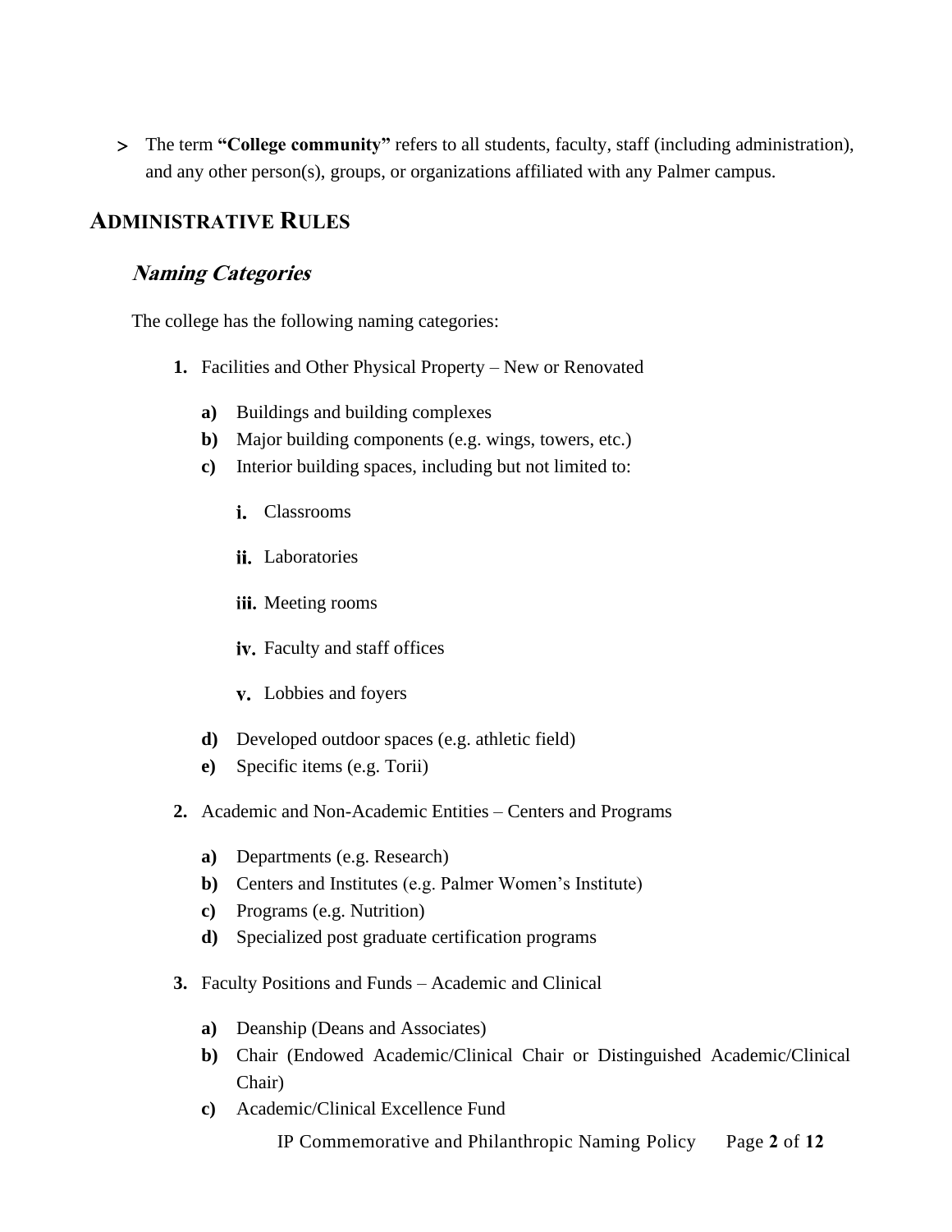- The term **"College community"** refers to all students, faculty, staff (including administration), and any other person(s), groups, or organizations affiliated with any Palmer campus.

## ADMINISTRATIVE RULES

### *Naming Categories*

The college has the following naming categories:

1. Facilities and Other Physical Property – New or Renovated
   - a) Buildings and building complexes
   - b) Major building components (e.g. wings, towers, etc.)
   - c) Interior building spaces, including but not limited to:
     - i. Classrooms
     - ii. Laboratories
     - iii. Meeting rooms
     - iv. Faculty and staff offices
     - v. Lobbies and foyers
   - d) Developed outdoor spaces (e.g. athletic field)
   - e) Specific items (e.g. Torii)
2. Academic and Non-Academic Entities – Centers and Programs
   - a) Departments (e.g. Research)
   - b) Centers and Institutes (e.g. Palmer Women's Institute)
   - c) Programs (e.g. Nutrition)
   - d) Specialized post graduate certification programs
3. Faculty Positions and Funds – Academic and Clinical
   - a) Deanship (Deans and Associates)
   - b) Chair (Endowed Academic/Clinical Chair or Distinguished Academic/Clinical Chair)
   - c) Academic/Clinical Excellence Fund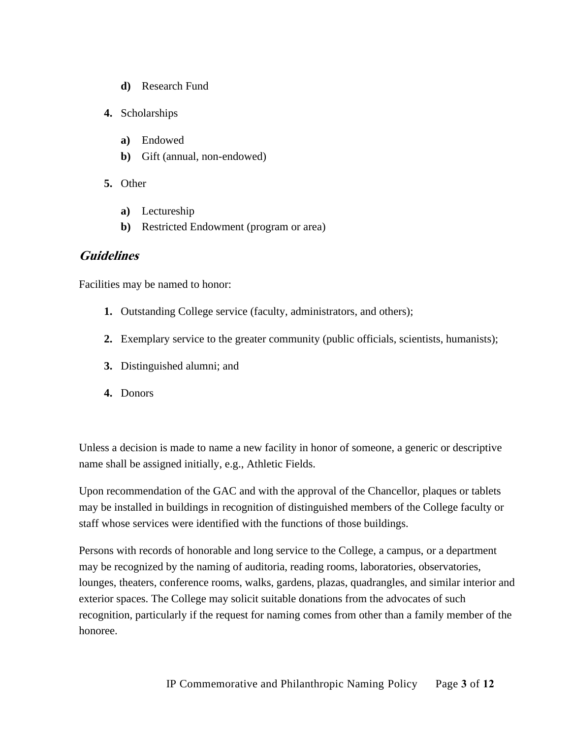d) Research Fund

4. Scholarships

   a) Endowed
   b) Gift (annual, non-endowed)

5. Other

   a) Lectureship
   b) Restricted Endowment (program or area)

## *Guidelines*

Facilities may be named to honor:

1. Outstanding College service (faculty, administrators, and others);

2. Exemplary service to the greater community (public officials, scientists, humanists);

3. Distinguished alumni; and

4. Donors

Unless a decision is made to name a new facility in honor of someone, a generic or descriptive name shall be assigned initially, e.g., Athletic Fields.

Upon recommendation of the GAC and with the approval of the Chancellor, plaques or tablets may be installed in buildings in recognition of distinguished members of the College faculty or staff whose services were identified with the functions of those buildings.

Persons with records of honorable and long service to the College, a campus, or a department may be recognized by the naming of auditoria, reading rooms, laboratories, observatories, lounges, theaters, conference rooms, walks, gardens, plazas, quadrangles, and similar interior and exterior spaces. The College may solicit suitable donations from the advocates of such recognition, particularly if the request for naming comes from other than a family member of the honoree.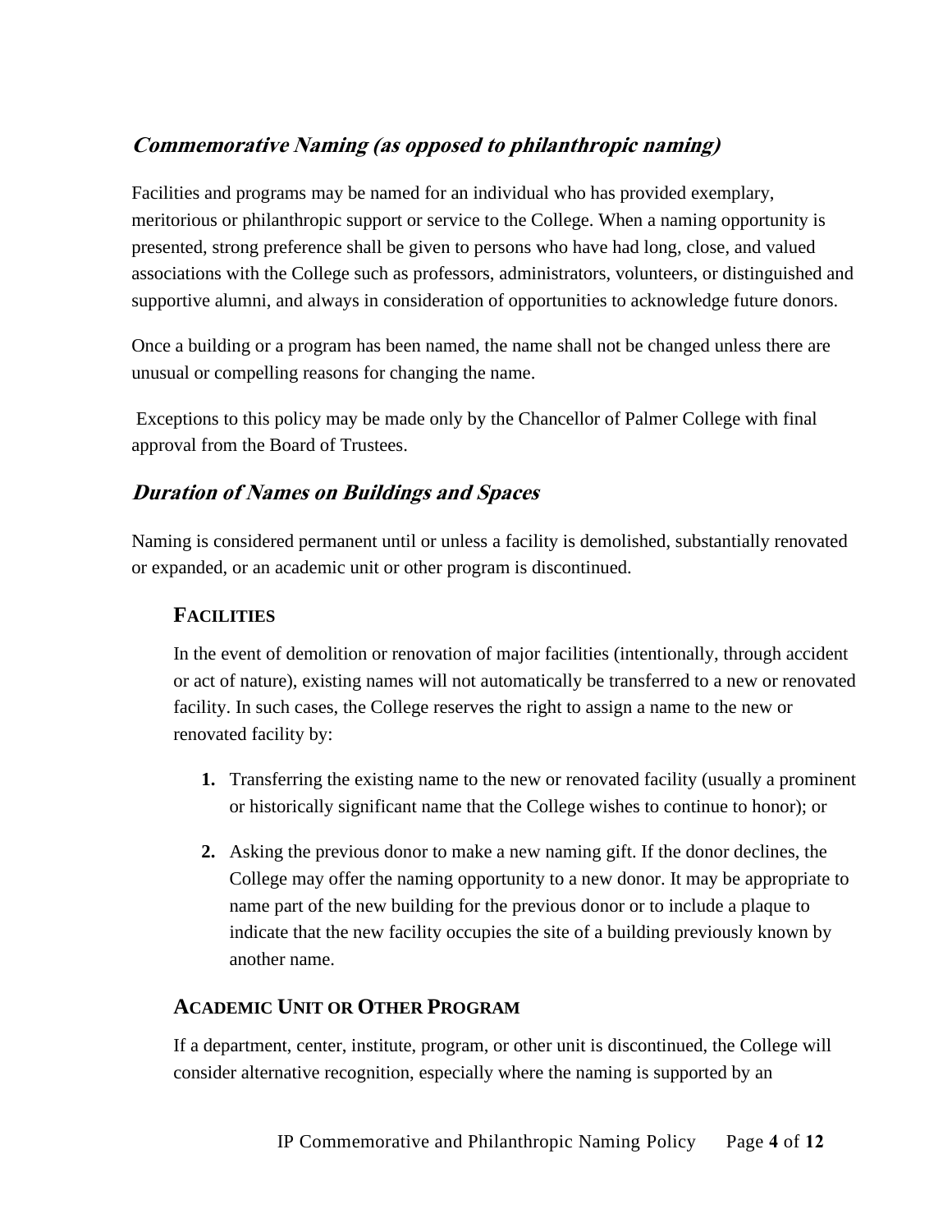## *Commemorative Naming (as opposed to philanthropic naming)*

Facilities and programs may be named for an individual who has provided exemplary, meritorious or philanthropic support or service to the College. When a naming opportunity is presented, strong preference shall be given to persons who have had long, close, and valued associations with the College such as professors, administrators, volunteers, or distinguished and supportive alumni, and always in consideration of opportunities to acknowledge future donors.

Once a building or a program has been named, the name shall not be changed unless there are unusual or compelling reasons for changing the name.

Exceptions to this policy may be made only by the Chancellor of Palmer College with final approval from the Board of Trustees.

## *Duration of Names on Buildings and Spaces*

Naming is considered permanent until or unless a facility is demolished, substantially renovated or expanded, or an academic unit or other program is discontinued.

### FACILITIES

In the event of demolition or renovation of major facilities (intentionally, through accident or act of nature), existing names will not automatically be transferred to a new or renovated facility. In such cases, the College reserves the right to assign a name to the new or renovated facility by:

1. Transferring the existing name to the new or renovated facility (usually a prominent or historically significant name that the College wishes to continue to honor); or

2. Asking the previous donor to make a new naming gift. If the donor declines, the College may offer the naming opportunity to a new donor. It may be appropriate to name part of the new building for the previous donor or to include a plaque to indicate that the new facility occupies the site of a building previously known by another name.

### ACADEMIC UNIT OR OTHER PROGRAM

If a department, center, institute, program, or other unit is discontinued, the College will consider alternative recognition, especially where the naming is supported by an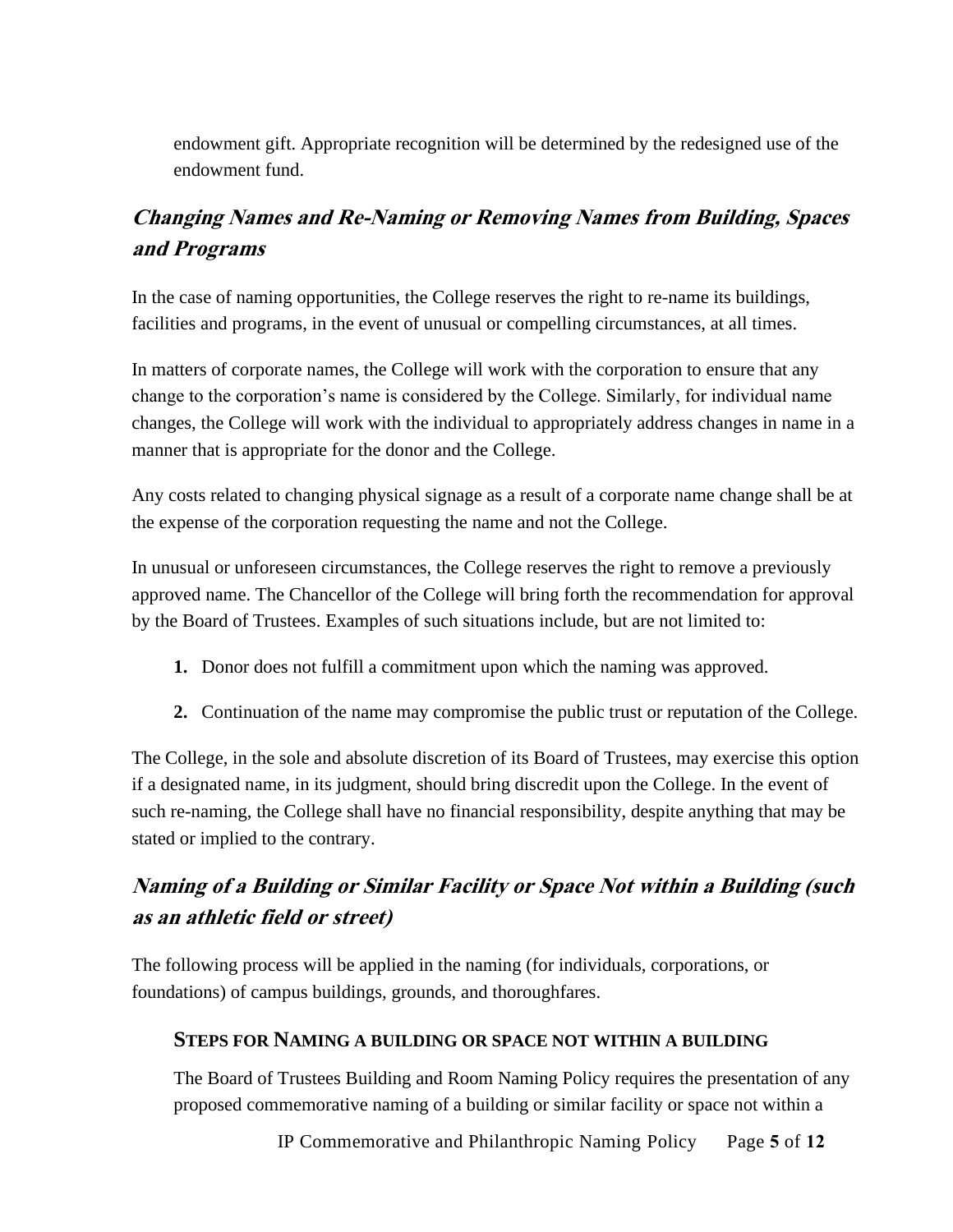endowment gift. Appropriate recognition will be determined by the redesigned use of the endowment fund.

## *Changing Names and Re-Naming or Removing Names from Building, Spaces and Programs*

In the case of naming opportunities, the College reserves the right to re-name its buildings, facilities and programs, in the event of unusual or compelling circumstances, at all times.

In matters of corporate names, the College will work with the corporation to ensure that any change to the corporation's name is considered by the College. Similarly, for individual name changes, the College will work with the individual to appropriately address changes in name in a manner that is appropriate for the donor and the College.

Any costs related to changing physical signage as a result of a corporate name change shall be at the expense of the corporation requesting the name and not the College.

In unusual or unforeseen circumstances, the College reserves the right to remove a previously approved name. The Chancellor of the College will bring forth the recommendation for approval by the Board of Trustees. Examples of such situations include, but are not limited to:

1. Donor does not fulfill a commitment upon which the naming was approved.
2. Continuation of the name may compromise the public trust or reputation of the College.

The College, in the sole and absolute discretion of its Board of Trustees, may exercise this option if a designated name, in its judgment, should bring discredit upon the College. In the event of such re-naming, the College shall have no financial responsibility, despite anything that may be stated or implied to the contrary.

## *Naming of a Building or Similar Facility or Space Not within a Building (such as an athletic field or street)*

The following process will be applied in the naming (for individuals, corporations, or foundations) of campus buildings, grounds, and thoroughfares.

### STEPS FOR NAMING A BUILDING OR SPACE NOT WITHIN A BUILDING

The Board of Trustees Building and Room Naming Policy requires the presentation of any proposed commemorative naming of a building or similar facility or space not within a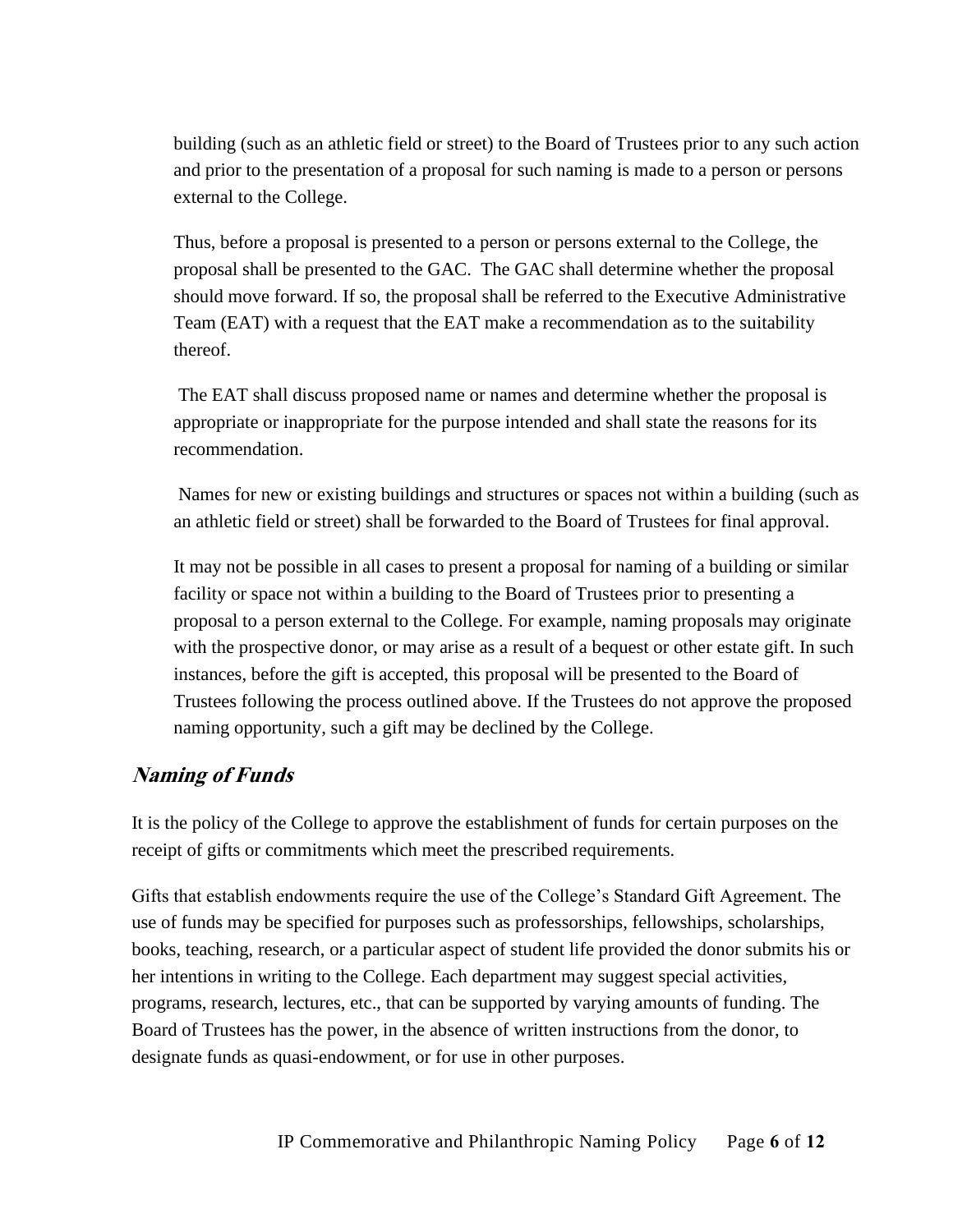building (such as an athletic field or street) to the Board of Trustees prior to any such action and prior to the presentation of a proposal for such naming is made to a person or persons external to the College.

Thus, before a proposal is presented to a person or persons external to the College, the proposal shall be presented to the GAC. The GAC shall determine whether the proposal should move forward. If so, the proposal shall be referred to the Executive Administrative Team (EAT) with a request that the EAT make a recommendation as to the suitability thereof.

The EAT shall discuss proposed name or names and determine whether the proposal is appropriate or inappropriate for the purpose intended and shall state the reasons for its recommendation.

Names for new or existing buildings and structures or spaces not within a building (such as an athletic field or street) shall be forwarded to the Board of Trustees for final approval.

It may not be possible in all cases to present a proposal for naming of a building or similar facility or space not within a building to the Board of Trustees prior to presenting a proposal to a person external to the College. For example, naming proposals may originate with the prospective donor, or may arise as a result of a bequest or other estate gift. In such instances, before the gift is accepted, this proposal will be presented to the Board of Trustees following the process outlined above. If the Trustees do not approve the proposed naming opportunity, such a gift may be declined by the College.

### *Naming of Funds*

It is the policy of the College to approve the establishment of funds for certain purposes on the receipt of gifts or commitments which meet the prescribed requirements.

Gifts that establish endowments require the use of the College's Standard Gift Agreement. The use of funds may be specified for purposes such as professorships, fellowships, scholarships, books, teaching, research, or a particular aspect of student life provided the donor submits his or her intentions in writing to the College. Each department may suggest special activities, programs, research, lectures, etc., that can be supported by varying amounts of funding. The Board of Trustees has the power, in the absence of written instructions from the donor, to designate funds as quasi-endowment, or for use in other purposes.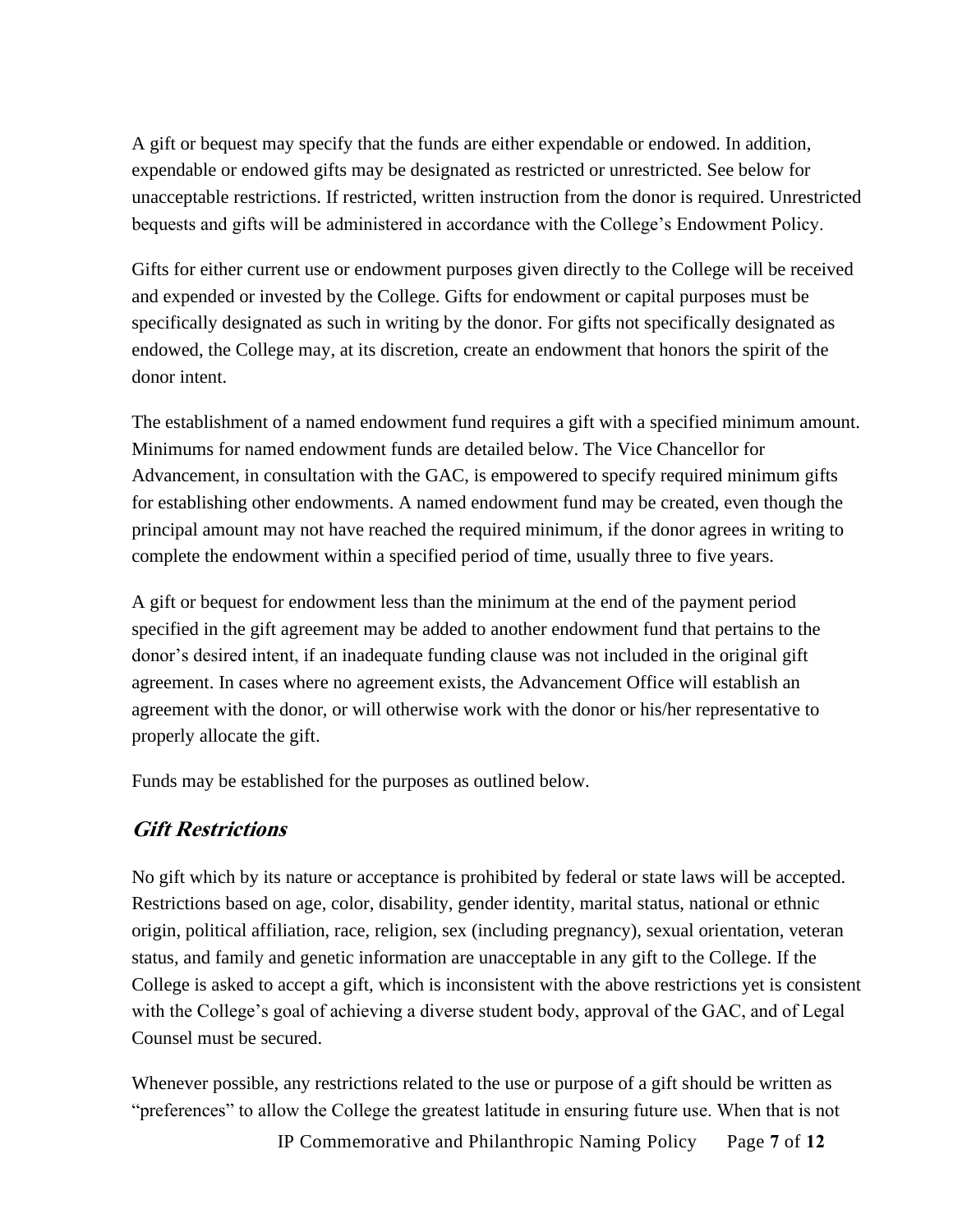A gift or bequest may specify that the funds are either expendable or endowed. In addition, expendable or endowed gifts may be designated as restricted or unrestricted. See below for unacceptable restrictions. If restricted, written instruction from the donor is required. Unrestricted bequests and gifts will be administered in accordance with the College's Endowment Policy.

Gifts for either current use or endowment purposes given directly to the College will be received and expended or invested by the College. Gifts for endowment or capital purposes must be specifically designated as such in writing by the donor. For gifts not specifically designated as endowed, the College may, at its discretion, create an endowment that honors the spirit of the donor intent.

The establishment of a named endowment fund requires a gift with a specified minimum amount. Minimums for named endowment funds are detailed below. The Vice Chancellor for Advancement, in consultation with the GAC, is empowered to specify required minimum gifts for establishing other endowments. A named endowment fund may be created, even though the principal amount may not have reached the required minimum, if the donor agrees in writing to complete the endowment within a specified period of time, usually three to five years.

A gift or bequest for endowment less than the minimum at the end of the payment period specified in the gift agreement may be added to another endowment fund that pertains to the donor's desired intent, if an inadequate funding clause was not included in the original gift agreement. In cases where no agreement exists, the Advancement Office will establish an agreement with the donor, or will otherwise work with the donor or his/her representative to properly allocate the gift.

Funds may be established for the purposes as outlined below.

## *Gift Restrictions*

No gift which by its nature or acceptance is prohibited by federal or state laws will be accepted. Restrictions based on age, color, disability, gender identity, marital status, national or ethnic origin, political affiliation, race, religion, sex (including pregnancy), sexual orientation, veteran status, and family and genetic information are unacceptable in any gift to the College. If the College is asked to accept a gift, which is inconsistent with the above restrictions yet is consistent with the College's goal of achieving a diverse student body, approval of the GAC, and of Legal Counsel must be secured.

Whenever possible, any restrictions related to the use or purpose of a gift should be written as "preferences" to allow the College the greatest latitude in ensuring future use. When that is not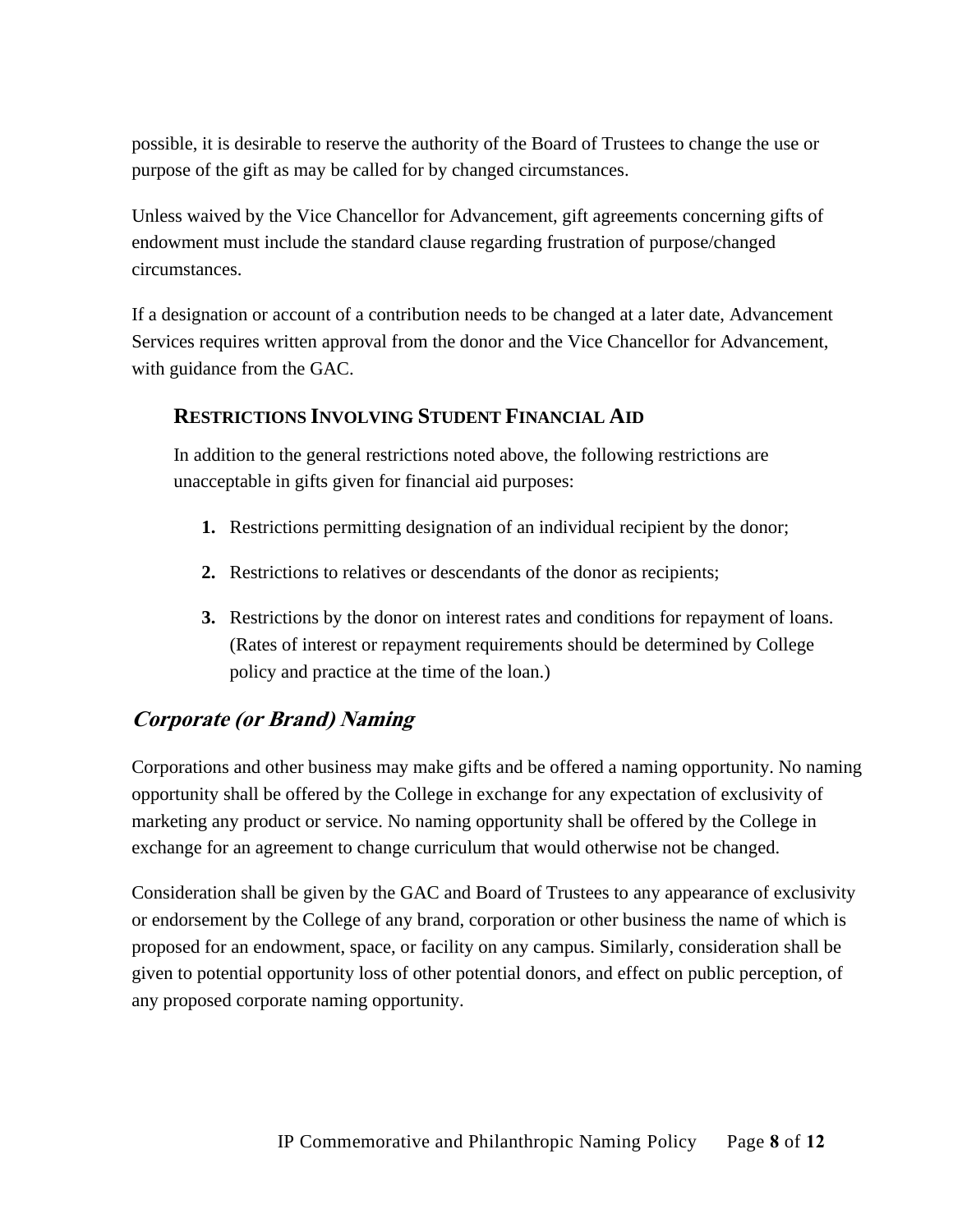possible, it is desirable to reserve the authority of the Board of Trustees to change the use or purpose of the gift as may be called for by changed circumstances.

Unless waived by the Vice Chancellor for Advancement, gift agreements concerning gifts of endowment must include the standard clause regarding frustration of purpose/changed circumstances.

If a designation or account of a contribution needs to be changed at a later date, Advancement Services requires written approval from the donor and the Vice Chancellor for Advancement, with guidance from the GAC.

### Restrictions Involving Student Financial Aid

In addition to the general restrictions noted above, the following restrictions are unacceptable in gifts given for financial aid purposes:

1. Restrictions permitting designation of an individual recipient by the donor;
2. Restrictions to relatives or descendants of the donor as recipients;
3. Restrictions by the donor on interest rates and conditions for repayment of loans. (Rates of interest or repayment requirements should be determined by College policy and practice at the time of the loan.)

## *Corporate (or Brand) Naming*

Corporations and other business may make gifts and be offered a naming opportunity. No naming opportunity shall be offered by the College in exchange for any expectation of exclusivity of marketing any product or service. No naming opportunity shall be offered by the College in exchange for an agreement to change curriculum that would otherwise not be changed.

Consideration shall be given by the GAC and Board of Trustees to any appearance of exclusivity or endorsement by the College of any brand, corporation or other business the name of which is proposed for an endowment, space, or facility on any campus. Similarly, consideration shall be given to potential opportunity loss of other potential donors, and effect on public perception, of any proposed corporate naming opportunity.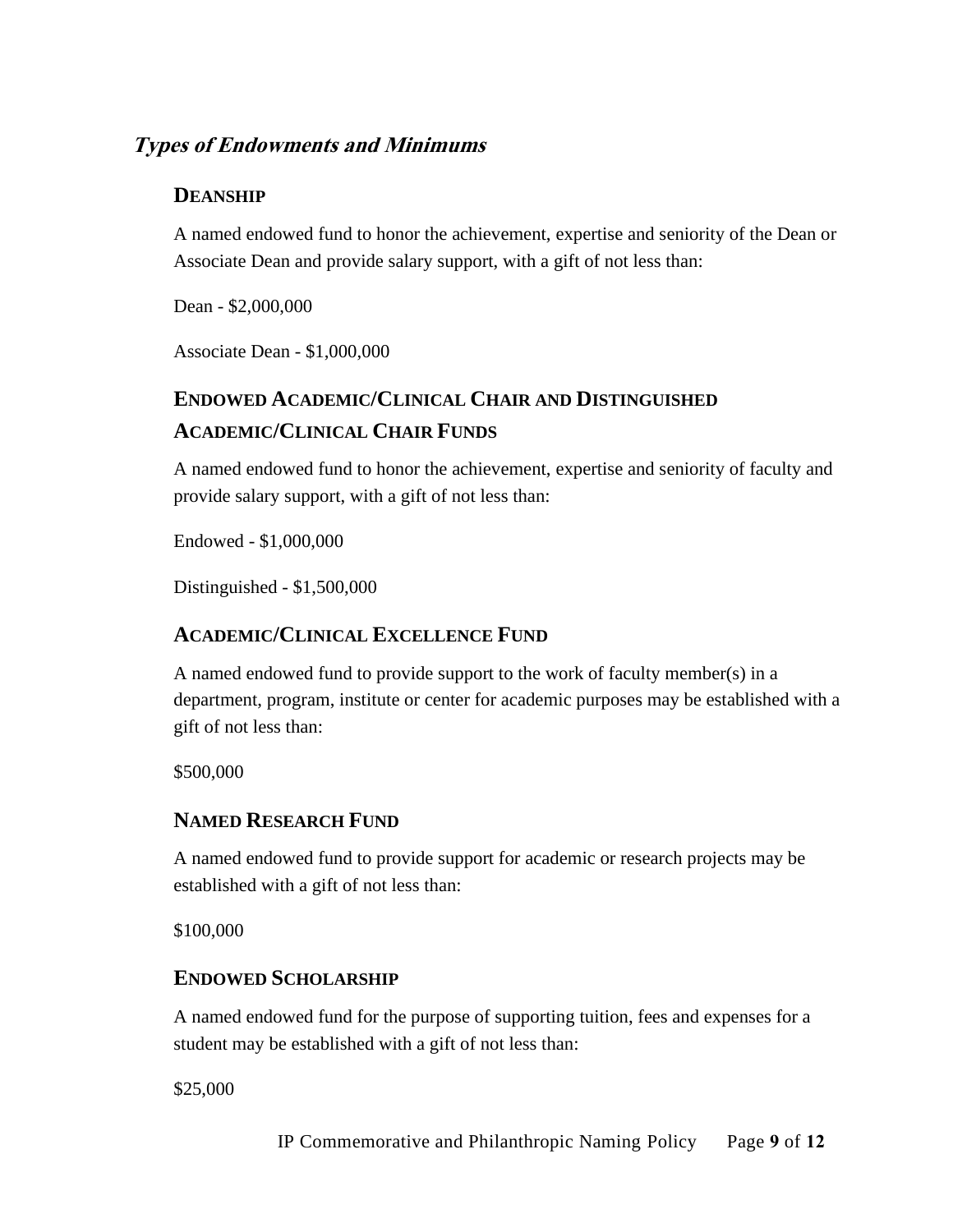## *Types of Endowments and Minimums*

### DEANSHIP

A named endowed fund to honor the achievement, expertise and seniority of the Dean or Associate Dean and provide salary support, with a gift of not less than:

Dean - $2,000,000

Associate Dean - $1,000,000

### ENDOWED ACADEMIC/CLINICAL CHAIR AND DISTINGUISHED ACADEMIC/CLINICAL CHAIR FUNDS

A named endowed fund to honor the achievement, expertise and seniority of faculty and provide salary support, with a gift of not less than:

Endowed - $1,000,000

Distinguished - $1,500,000

### ACADEMIC/CLINICAL EXCELLENCE FUND

A named endowed fund to provide support to the work of faculty member(s) in a department, program, institute or center for academic purposes may be established with a gift of not less than:

$500,000

### NAMED RESEARCH FUND

A named endowed fund to provide support for academic or research projects may be established with a gift of not less than:

$100,000

### ENDOWED SCHOLARSHIP

A named endowed fund for the purpose of supporting tuition, fees and expenses for a student may be established with a gift of not less than:

$25,000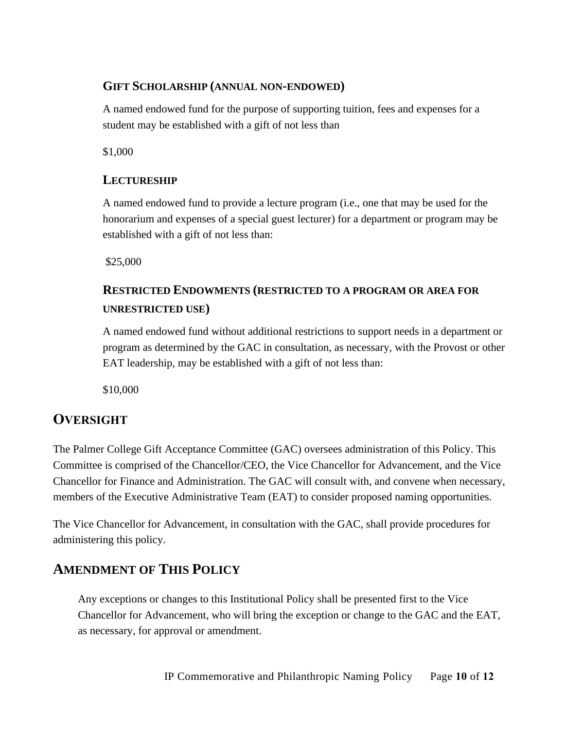### Gift Scholarship (annual non-endowed)

A named endowed fund for the purpose of supporting tuition, fees and expenses for a student may be established with a gift of not less than

$1,000

### Lectureship

A named endowed fund to provide a lecture program (i.e., one that may be used for the honorarium and expenses of a special guest lecturer) for a department or program may be established with a gift of not less than:

$25,000

### Restricted Endowments (restricted to a program or area for unrestricted use)

A named endowed fund without additional restrictions to support needs in a department or program as determined by the GAC in consultation, as necessary, with the Provost or other EAT leadership, may be established with a gift of not less than:

$10,000

## Oversight

The Palmer College Gift Acceptance Committee (GAC) oversees administration of this Policy. This Committee is comprised of the Chancellor/CEO, the Vice Chancellor for Advancement, and the Vice Chancellor for Finance and Administration. The GAC will consult with, and convene when necessary, members of the Executive Administrative Team (EAT) to consider proposed naming opportunities.

The Vice Chancellor for Advancement, in consultation with the GAC, shall provide procedures for administering this policy.

## Amendment of This Policy

Any exceptions or changes to this Institutional Policy shall be presented first to the Vice Chancellor for Advancement, who will bring the exception or change to the GAC and the EAT, as necessary, for approval or amendment.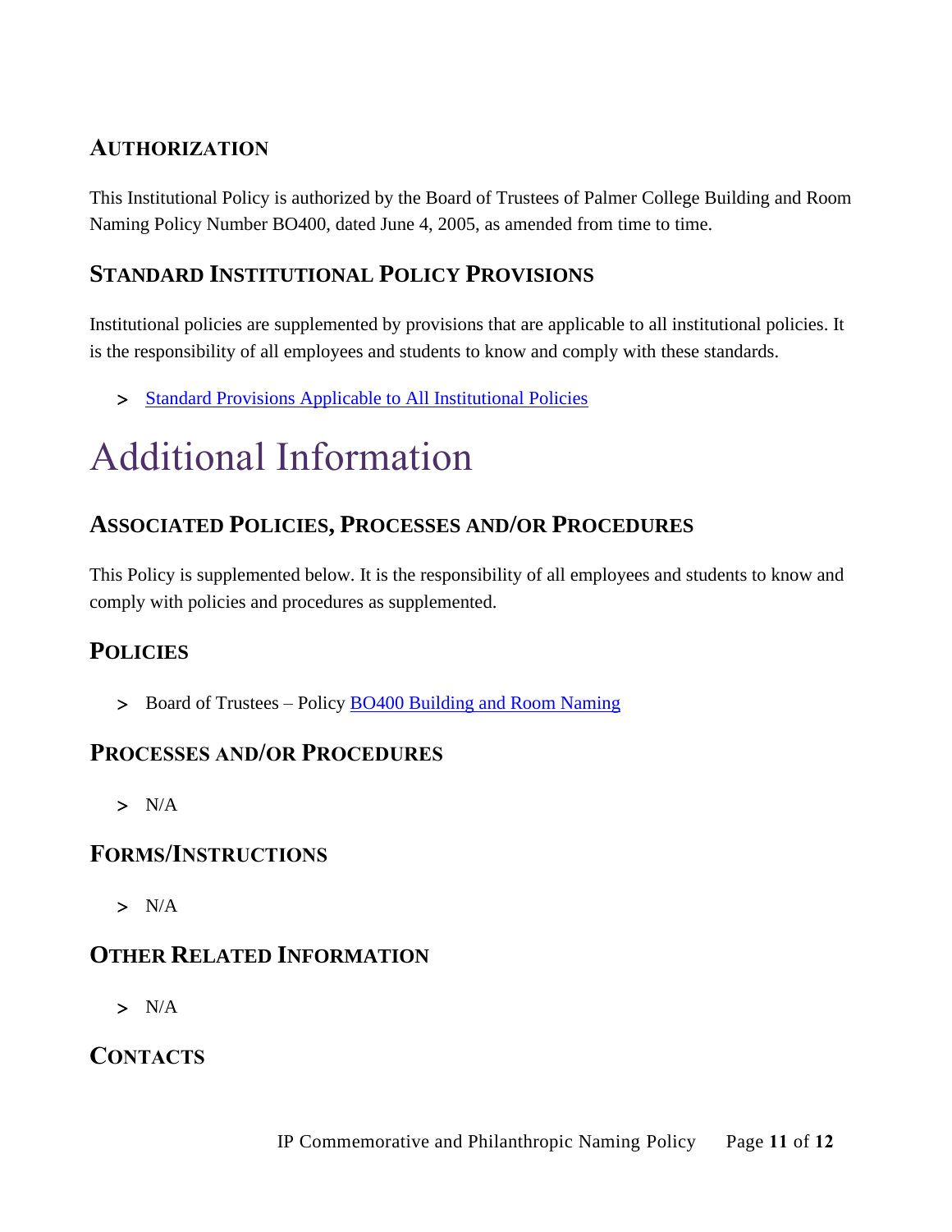### Authorization

This Institutional Policy is authorized by the Board of Trustees of Palmer College Building and Room Naming Policy Number BO400, dated June 4, 2005, as amended from time to time.

### Standard Institutional Policy Provisions

Institutional policies are supplemented by provisions that are applicable to all institutional policies. It is the responsibility of all employees and students to know and comply with these standards.

> [Standard Provisions Applicable to All Institutional Policies]()

# Additional Information

### Associated Policies, Processes and/or Procedures

This Policy is supplemented below. It is the responsibility of all employees and students to know and comply with policies and procedures as supplemented.

### Policies

> Board of Trustees – Policy [BO400 Building and Room Naming]()

### Processes and/or Procedures

> N/A

### Forms/Instructions

> N/A

### Other Related Information

> N/A

### Contacts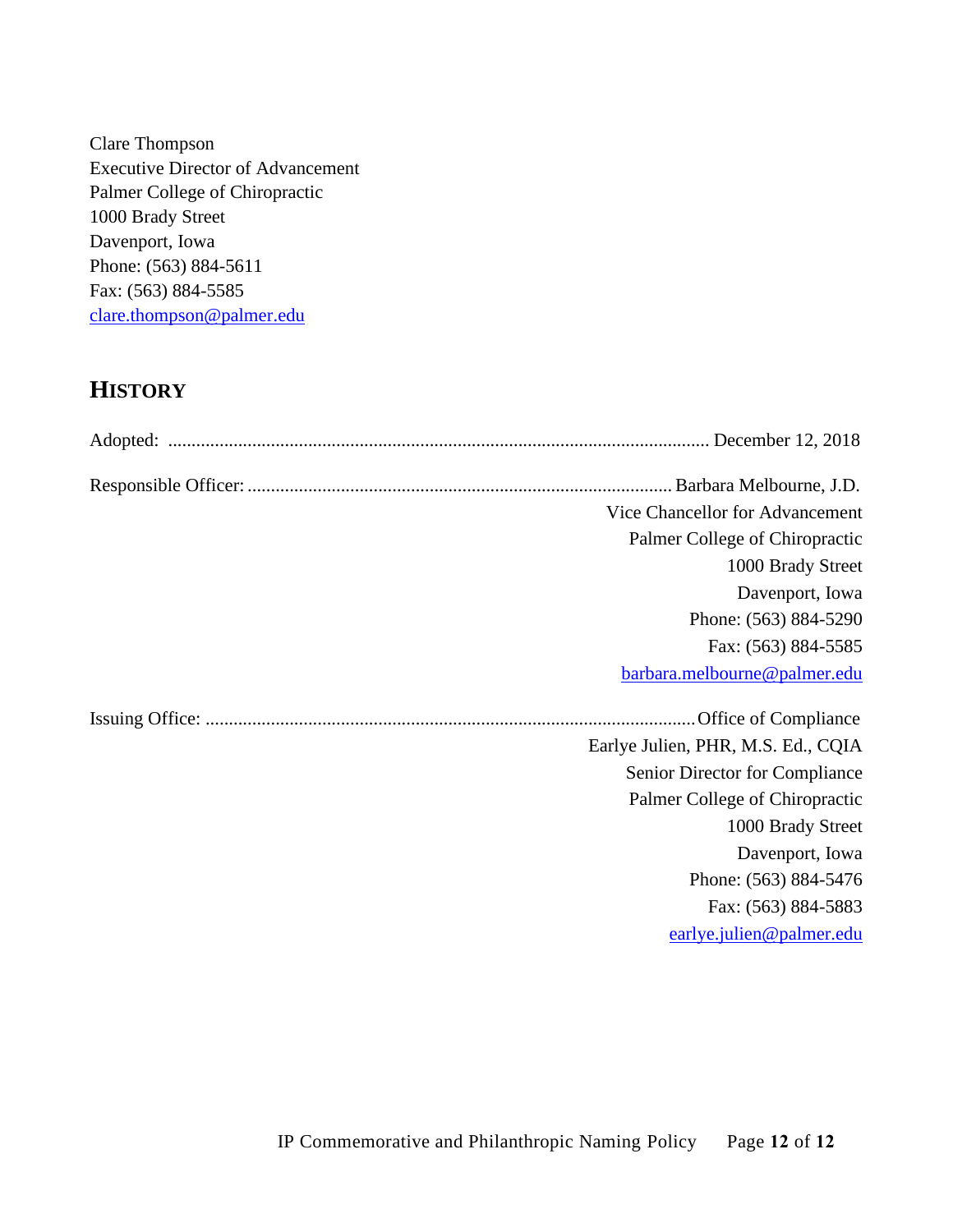Clare Thompson
Executive Director of Advancement
Palmer College of Chiropractic
1000 Brady Street
Davenport, Iowa
Phone: (563) 884-5611
Fax: (563) 884-5585
clare.thompson@palmer.edu

## HISTORY

Adopted: .................................................................................................................... December 12, 2018

Responsible Officer: .......................................................................................... Barbara Melbourne, J.D.
Vice Chancellor for Advancement
Palmer College of Chiropractic
1000 Brady Street
Davenport, Iowa
Phone: (563) 884-5290
Fax: (563) 884-5585
barbara.melbourne@palmer.edu

Issuing Office: ........................................................................................................ Office of Compliance
Earlye Julien, PHR, M.S. Ed., CQIA
Senior Director for Compliance
Palmer College of Chiropractic
1000 Brady Street
Davenport, Iowa
Phone: (563) 884-5476
Fax: (563) 884-5883
earlye.julien@palmer.edu